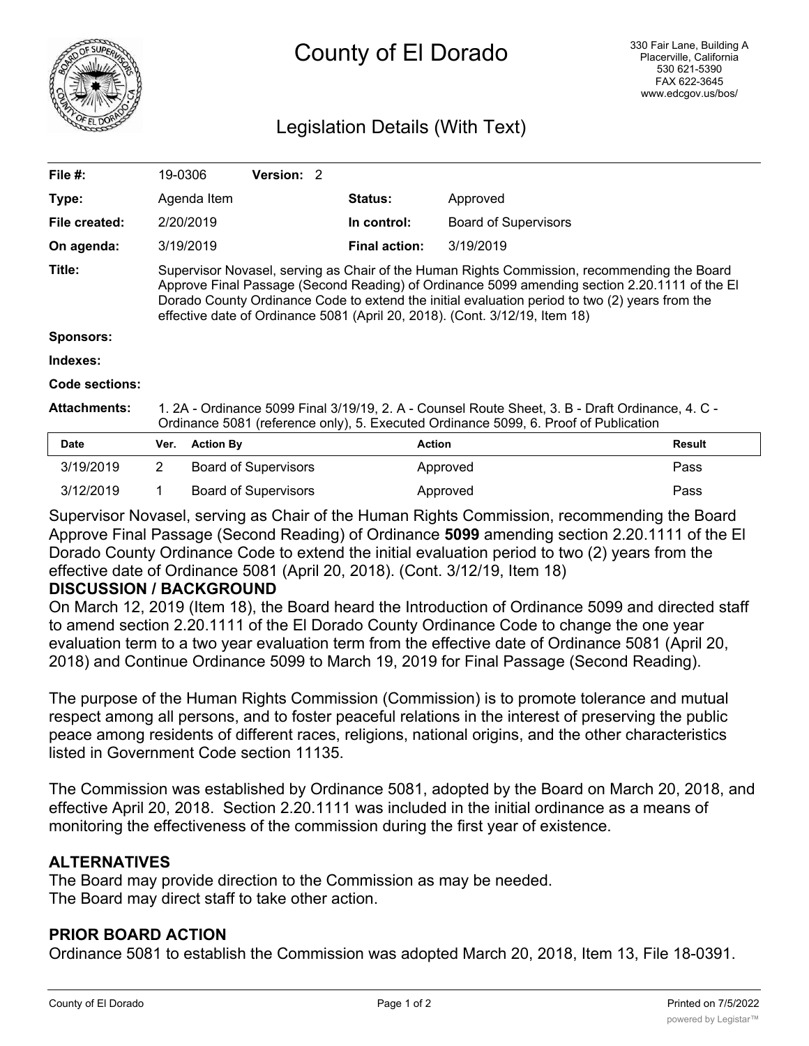# County of El Dorado

330 Fair Lane, Building A
Placerville, California
530 621-5390
FAX 622-3645
www.edcgov.us/bos/

## Legislation Details (With Text)

| | | | |
|---|---|---|---|
| **File #:** | 19-0306 **Version:** 2 | | |
| **Type:** | Agenda Item | **Status:** | Approved |
| **File created:** | 2/20/2019 | **In control:** | Board of Supervisors |
| **On agenda:** | 3/19/2019 | **Final action:** | 3/19/2019 |

**Title:** Supervisor Novasel, serving as Chair of the Human Rights Commission, recommending the Board Approve Final Passage (Second Reading) of Ordinance 5099 amending section 2.20.1111 of the El Dorado County Ordinance Code to extend the initial evaluation period to two (2) years from the effective date of Ordinance 5081 (April 20, 2018). (Cont. 3/12/19, Item 18)

**Sponsors:**

**Indexes:**

**Code sections:**

**Attachments:** 1. 2A - Ordinance 5099 Final 3/19/19, 2. A - Counsel Route Sheet, 3. B - Draft Ordinance, 4. C - Ordinance 5081 (reference only), 5. Executed Ordinance 5099, 6. Proof of Publication

| Date | Ver. | Action By | Action | Result |
|---|---|---|---|---|
| 3/19/2019 | 2 | Board of Supervisors | Approved | Pass |
| 3/12/2019 | 1 | Board of Supervisors | Approved | Pass |

Supervisor Novasel, serving as Chair of the Human Rights Commission, recommending the Board Approve Final Passage (Second Reading) of Ordinance **5099** amending section 2.20.1111 of the El Dorado County Ordinance Code to extend the initial evaluation period to two (2) years from the effective date of Ordinance 5081 (April 20, 2018). (Cont. 3/12/19, Item 18)

**DISCUSSION / BACKGROUND**

On March 12, 2019 (Item 18), the Board heard the Introduction of Ordinance 5099 and directed staff to amend section 2.20.1111 of the El Dorado County Ordinance Code to change the one year evaluation term to a two year evaluation term from the effective date of Ordinance 5081 (April 20, 2018) and Continue Ordinance 5099 to March 19, 2019 for Final Passage (Second Reading).

The purpose of the Human Rights Commission (Commission) is to promote tolerance and mutual respect among all persons, and to foster peaceful relations in the interest of preserving the public peace among residents of different races, religions, national origins, and the other characteristics listed in Government Code section 11135.

The Commission was established by Ordinance 5081, adopted by the Board on March 20, 2018, and effective April 20, 2018. Section 2.20.1111 was included in the initial ordinance as a means of monitoring the effectiveness of the commission during the first year of existence.

**ALTERNATIVES**

The Board may provide direction to the Commission as may be needed.
The Board may direct staff to take other action.

**PRIOR BOARD ACTION**

Ordinance 5081 to establish the Commission was adopted March 20, 2018, Item 13, File 18-0391.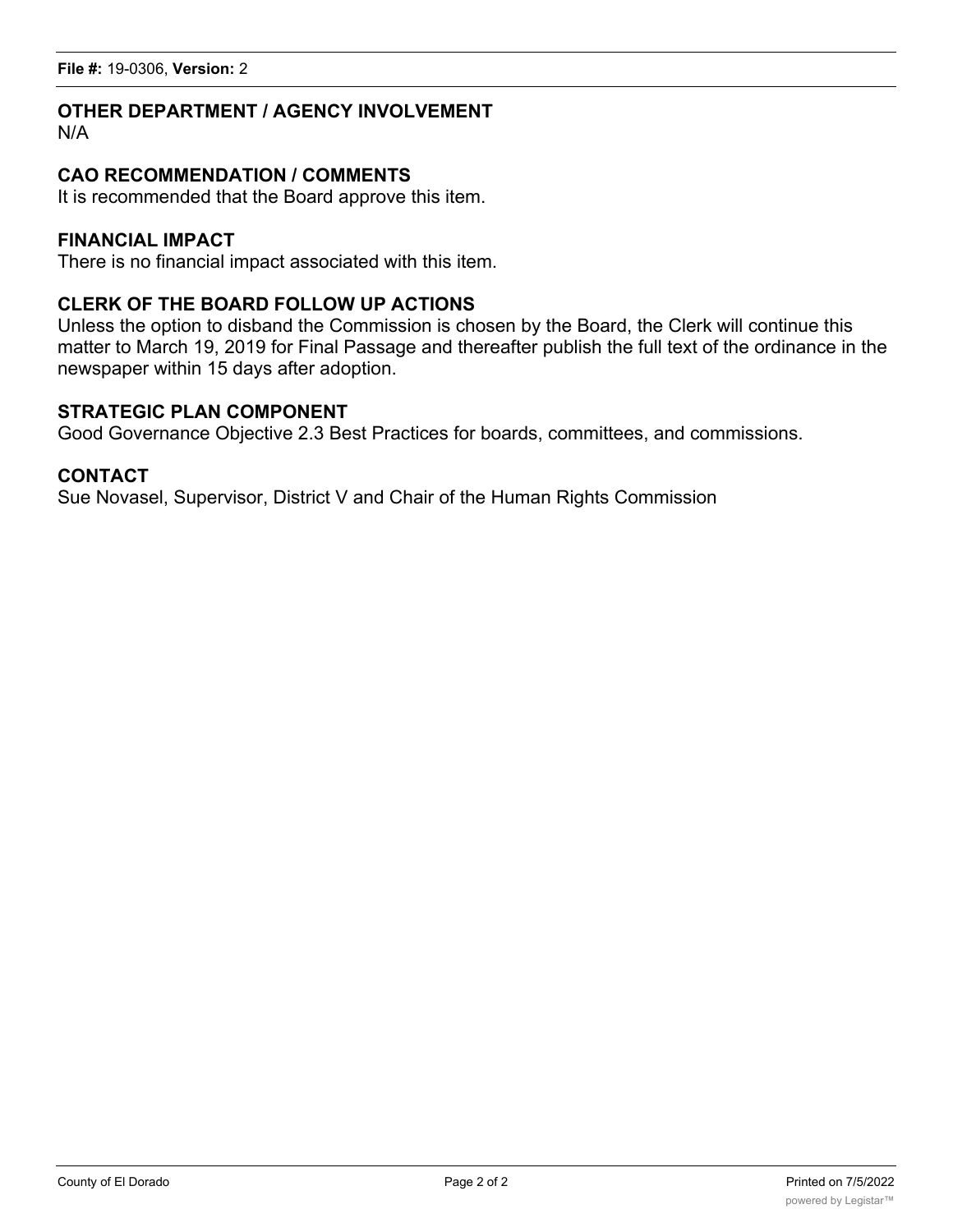## OTHER DEPARTMENT / AGENCY INVOLVEMENT

N/A

## CAO RECOMMENDATION / COMMENTS

It is recommended that the Board approve this item.

## FINANCIAL IMPACT

There is no financial impact associated with this item.

## CLERK OF THE BOARD FOLLOW UP ACTIONS

Unless the option to disband the Commission is chosen by the Board, the Clerk will continue this matter to March 19, 2019 for Final Passage and thereafter publish the full text of the ordinance in the newspaper within 15 days after adoption.

## STRATEGIC PLAN COMPONENT

Good Governance Objective 2.3 Best Practices for boards, committees, and commissions.

## CONTACT

Sue Novasel, Supervisor, District V and Chair of the Human Rights Commission